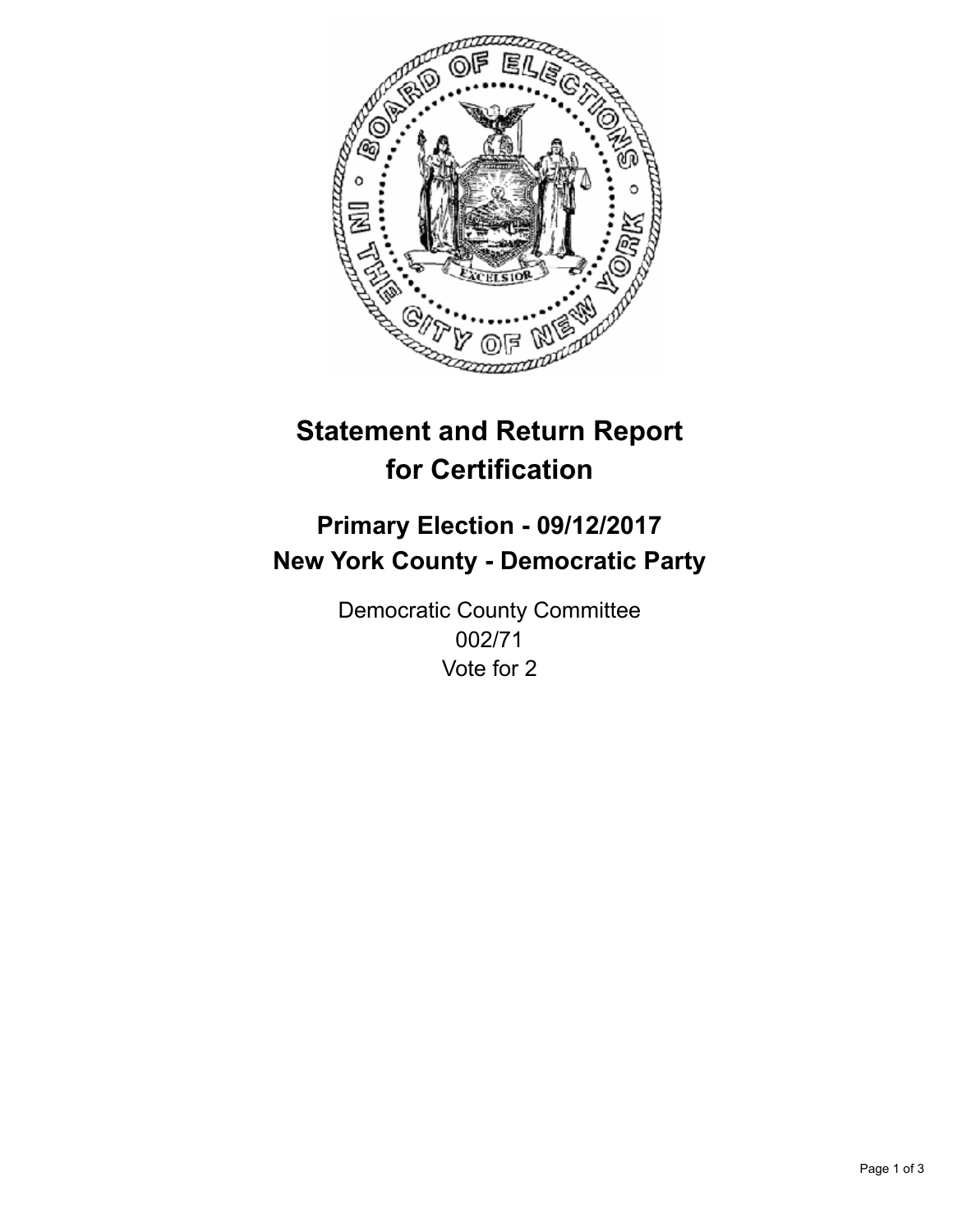# Statement and Return Report for Certification

## Primary Election - 09/12/2017
## New York County - Democratic Party

Democratic County Committee
002/71
Vote for 2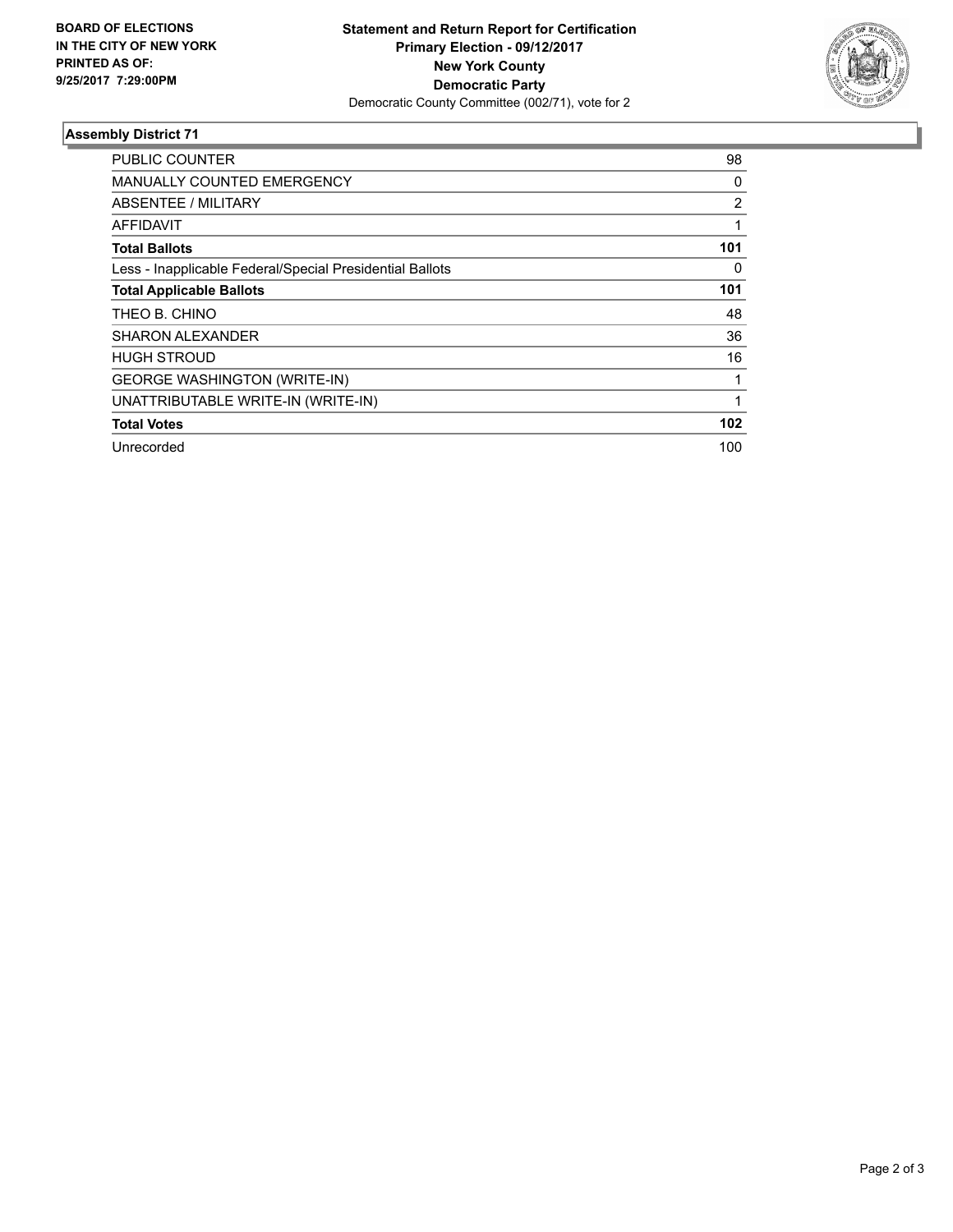**BOARD OF ELECTIONS IN THE CITY OF NEW YORK PRINTED AS OF: 9/25/2017 7:29:00PM**

**Statement and Return Report for Certification**
**Primary Election - 09/12/2017**
**New York County**
**Democratic Party**
Democratic County Committee (002/71), vote for 2

### Assembly District 71

| | |
|---|---|
| PUBLIC COUNTER | 98 |
| MANUALLY COUNTED EMERGENCY | 0 |
| ABSENTEE / MILITARY | 2 |
| AFFIDAVIT | 1 |
| **Total Ballots** | **101** |
| Less - Inapplicable Federal/Special Presidential Ballots | 0 |
| **Total Applicable Ballots** | **101** |
| THEO B. CHINO | 48 |
| SHARON ALEXANDER | 36 |
| HUGH STROUD | 16 |
| GEORGE WASHINGTON (WRITE-IN) | 1 |
| UNATTRIBUTABLE WRITE-IN (WRITE-IN) | 1 |
| **Total Votes** | **102** |
| Unrecorded | 100 |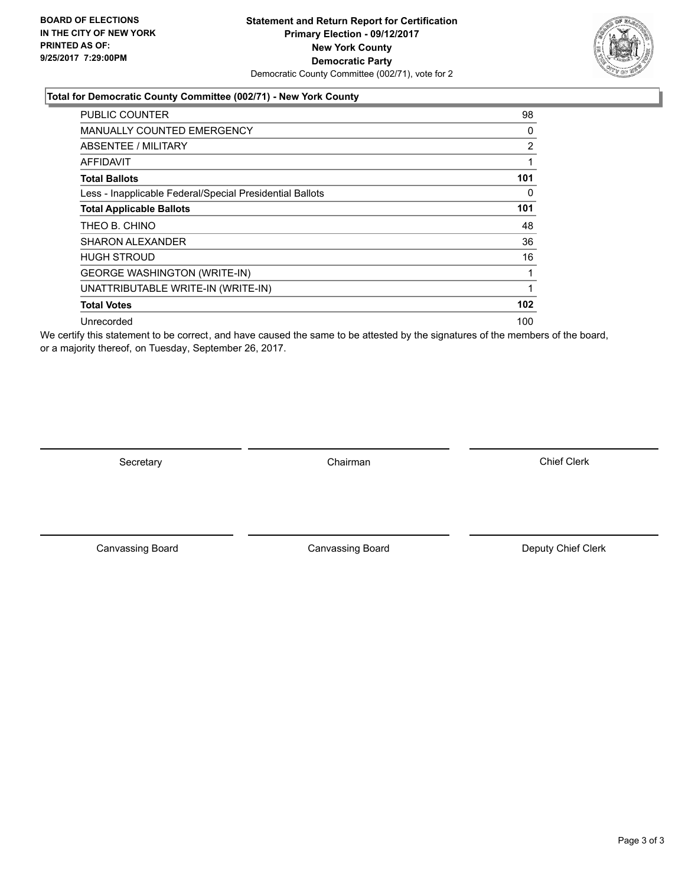**BOARD OF ELECTIONS IN THE CITY OF NEW YORK PRINTED AS OF: 9/25/2017 7:29:00PM**

**Statement and Return Report for Certification**
**Primary Election - 09/12/2017**
**New York County**
**Democratic Party**
Democratic County Committee (002/71), vote for 2

### Total for Democratic County Committee (002/71) - New York County

| | |
|---|---|
| PUBLIC COUNTER | 98 |
| MANUALLY COUNTED EMERGENCY | 0 |
| ABSENTEE / MILITARY | 2 |
| AFFIDAVIT | 1 |
| **Total Ballots** | **101** |
| Less - Inapplicable Federal/Special Presidential Ballots | 0 |
| **Total Applicable Ballots** | **101** |
| THEO B. CHINO | 48 |
| SHARON ALEXANDER | 36 |
| HUGH STROUD | 16 |
| GEORGE WASHINGTON (WRITE-IN) | 1 |
| UNATTRIBUTABLE WRITE-IN (WRITE-IN) | 1 |
| **Total Votes** | **102** |
| Unrecorded | 100 |

We certify this statement to be correct, and have caused the same to be attested by the signatures of the members of the board, or a majority thereof, on Tuesday, September 26, 2017.

Secretary

Chairman

Chief Clerk

Canvassing Board

Canvassing Board

Deputy Chief Clerk